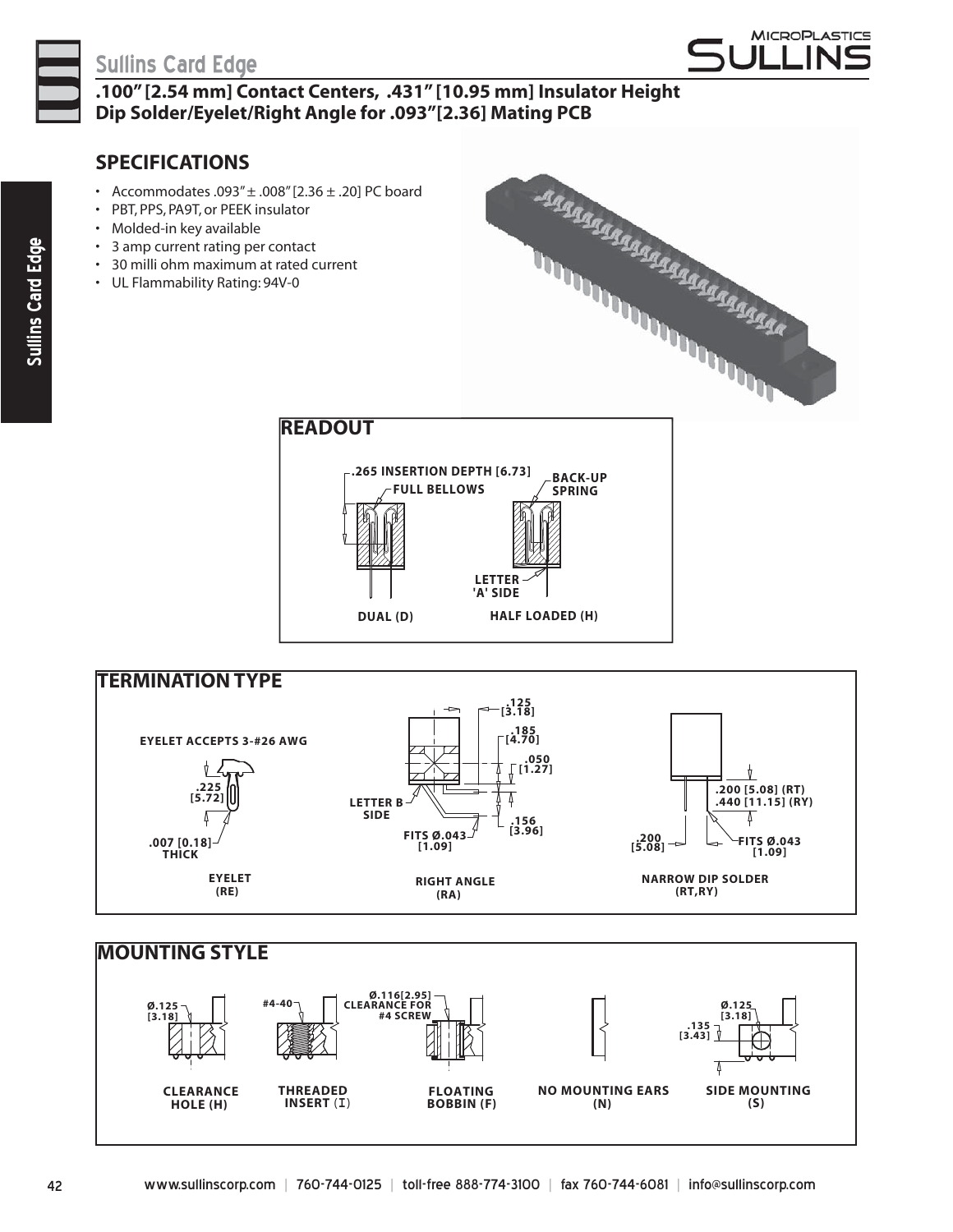# Sullins Card Edge

## .100" [2.54 mm] Contact Centers, .431" [10.95 mm] Insulator Height Dip Solder/Eyelet/Right Angle for .093"[2.36] Mating PCB

## SPECIFICATIONS

- Accommodates .093" ± .008" [2.36 ± .20] PC board
- PBT, PPS, PA9T, or PEEK insulator
- Molded-in key available
- 3 amp current rating per contact
- 30 milli ohm maximum at rated current
- UL Flammability Rating: 94V-0

## READOUT

.265 INSERTION DEPTH [6.73]

FULL BELLOWS

BACK-UP SPRING

LETTER 'A' SIDE

DUAL (D)

HALF LOADED (H)

## TERMINATION TYPE

EYELET ACCEPTS 3-#26 AWG

.225 [5.72]

.007 [0.18] THICK

EYELET (RE)

.125 [3.18]

.185 [4.70]

.050 [1.27]

.156 [3.96]

LETTER B SIDE

FITS Ø.043 [1.09]

RIGHT ANGLE (RA)

.200 [5.08] (RT)

.440 [11.15] (RY)

.200 [5.08]

FITS Ø.043 [1.09]

NARROW DIP SOLDER (RT,RY)

## MOUNTING STYLE

Ø.125 [3.18]

CLEARANCE HOLE (H)

#4-40

THREADED INSERT (I)

Ø.116[2.95] CLEARANCE FOR #4 SCREW

FLOATING BOBBIN (F)

NO MOUNTING EARS (N)

Ø.125 [3.18]

.135 [3.43]

SIDE MOUNTING (S)

www.sullinscorp.com | 760-744-0125 | toll-free 888-774-3100 | fax 760-744-6081 | info@sullinscorp.com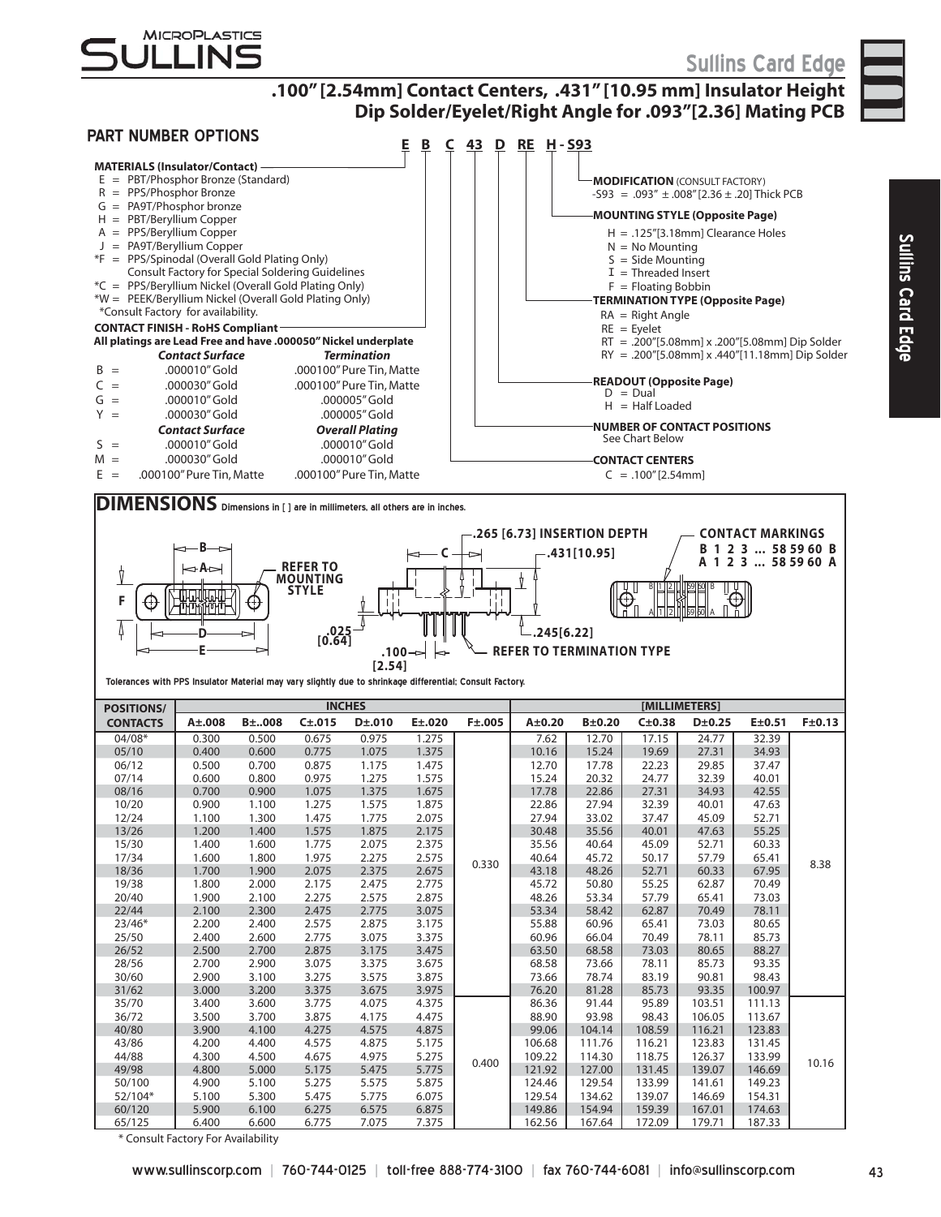## .100" [2.54mm] Contact Centers, .431" [10.95 mm] Insulator Height Dip Solder/Eyelet/Right Angle for .093"[2.36] Mating PCB

### PART NUMBER OPTIONS

**E B C 43 D RE H - S93**

**MATERIALS (Insulator/Contact)**
- E = PBT/Phosphor Bronze (Standard)
- R = PPS/Phosphor Bronze
- G = PA9T/Phosphor bronze
- H = PBT/Beryllium Copper
- A = PPS/Beryllium Copper
- J = PA9T/Beryllium Copper
- *F = PPS/Spinodal (Overall Gold Plating Only) Consult Factory for Special Soldering Guidelines
- *C = PPS/Beryllium Nickel (Overall Gold Plating Only)
- *W = PEEK/Beryllium Nickel (Overall Gold Plating Only)

*Consult Factory for availability.

**CONTACT FINISH - RoHS Compliant**
**All platings are Lead Free and have .000050" Nickel underplate**

| | *Contact Surface* | *Termination* |
|---|---|---|
| B = | .000010" Gold | .000100" Pure Tin, Matte |
| C = | .000030" Gold | .000100" Pure Tin, Matte |
| G = | .000010" Gold | .000005" Gold |
| Y = | .000030" Gold | .000005" Gold |
| | *Contact Surface* | *Overall Plating* |
| S = | .000010" Gold | .000010" Gold |
| M = | .000030" Gold | .000010" Gold |
| E = | .000100" Pure Tin, Matte | .000100" Pure Tin, Matte |

**MODIFICATION** (CONSULT FACTORY)
-S93 = .093" ± .008" [2.36 ± .20] Thick PCB

**MOUNTING STYLE (Opposite Page)**
- H = .125"[3.18mm] Clearance Holes
- N = No Mounting
- S = Side Mounting
- I = Threaded Insert
- F = Floating Bobbin

**TERMINATION TYPE (Opposite Page)**
- RA = Right Angle
- RE = Eyelet
- RT = .200"[5.08mm] x .200"[5.08mm] Dip Solder
- RY = .200"[5.08mm] x .440"[11.18mm] Dip Solder

**READOUT (Opposite Page)**
- D = Dual
- H = Half Loaded

**NUMBER OF CONTACT POSITIONS**
See Chart Below

**CONTACT CENTERS**
C = .100" [2.54mm]

## DIMENSIONS

Dimensions in [ ] are in millimeters, all others are in inches.

B
A
REFER TO MOUNTING STYLE
F
D
E
.025 [0.64]
.100 [2.54]
C
.265 [6.73] INSERTION DEPTH
.431[10.95]
.245[6.22]
REFER TO TERMINATION TYPE
CONTACT MARKINGS
B 1 2 3 ... 58 59 60 B
A 1 2 3 ... 58 59 60 A

Tolerances with PPS Insulator Material may vary slightly due to shrinkage differential; Consult Factory.

| POSITIONS/ | INCHES | | | | | | [MILLIMETERS] | | | | | |
|---|---|---|---|---|---|---|---|---|---|---|---|---|
| CONTACTS | A±.008 | B±..008 | C±.015 | D±.010 | E±.020 | F±.005 | A±0.20 | B±0.20 | C±0.38 | D±0.25 | E±0.51 | F±0.13 |
| 04/08* | 0.300 | 0.500 | 0.675 | 0.975 | 1.275 | 0.330 | 7.62 | 12.70 | 17.15 | 24.77 | 32.39 | 8.38 |
| 05/10 | 0.400 | 0.600 | 0.775 | 1.075 | 1.375 | | 10.16 | 15.24 | 19.69 | 27.31 | 34.93 | |
| 06/12 | 0.500 | 0.700 | 0.875 | 1.175 | 1.475 | | 12.70 | 17.78 | 22.23 | 29.85 | 37.47 | |
| 07/14 | 0.600 | 0.800 | 0.975 | 1.275 | 1.575 | | 15.24 | 20.32 | 24.77 | 32.39 | 40.01 | |
| 08/16 | 0.700 | 0.900 | 1.075 | 1.375 | 1.675 | | 17.78 | 22.86 | 27.31 | 34.93 | 42.55 | |
| 10/20 | 0.900 | 1.100 | 1.275 | 1.575 | 1.875 | | 22.86 | 27.94 | 32.39 | 40.01 | 47.63 | |
| 12/24 | 1.100 | 1.300 | 1.475 | 1.775 | 2.075 | | 27.94 | 33.02 | 37.47 | 45.09 | 52.71 | |
| 13/26 | 1.200 | 1.400 | 1.575 | 1.875 | 2.175 | | 30.48 | 35.56 | 40.01 | 47.63 | 55.25 | |
| 15/30 | 1.400 | 1.600 | 1.775 | 2.075 | 2.375 | | 35.56 | 40.64 | 45.09 | 52.71 | 60.33 | |
| 17/34 | 1.600 | 1.800 | 1.975 | 2.275 | 2.575 | | 40.64 | 45.72 | 50.17 | 57.79 | 65.41 | |
| 18/36 | 1.700 | 1.900 | 2.075 | 2.375 | 2.675 | | 43.18 | 48.26 | 52.71 | 60.33 | 67.95 | |
| 19/38 | 1.800 | 2.000 | 2.175 | 2.475 | 2.775 | | 45.72 | 50.80 | 55.25 | 62.87 | 70.49 | |
| 20/40 | 1.900 | 2.100 | 2.275 | 2.575 | 2.875 | | 48.26 | 53.34 | 57.79 | 65.41 | 73.03 | |
| 22/44 | 2.100 | 2.300 | 2.475 | 2.775 | 3.075 | | 53.34 | 58.42 | 62.87 | 70.49 | 78.11 | |
| 23/46* | 2.200 | 2.400 | 2.575 | 2.875 | 3.175 | | 55.88 | 60.96 | 65.41 | 73.03 | 80.65 | |
| 25/50 | 2.400 | 2.600 | 2.775 | 3.075 | 3.375 | | 60.96 | 66.04 | 70.49 | 78.11 | 85.73 | |
| 26/52 | 2.500 | 2.700 | 2.875 | 3.175 | 3.475 | | 63.50 | 68.58 | 73.03 | 80.65 | 88.27 | |
| 28/56 | 2.700 | 2.900 | 3.075 | 3.375 | 3.675 | | 68.58 | 73.66 | 78.11 | 85.73 | 93.35 | |
| 30/60 | 2.900 | 3.100 | 3.275 | 3.575 | 3.875 | | 73.66 | 78.74 | 83.19 | 90.81 | 98.43 | |
| 31/62 | 3.000 | 3.200 | 3.375 | 3.675 | 3.975 | | 76.20 | 81.28 | 85.73 | 93.35 | 100.97 | |
| 35/70 | 3.400 | 3.600 | 3.775 | 4.075 | 4.375 | 0.400 | 86.36 | 91.44 | 95.89 | 103.51 | 111.13 | 10.16 |
| 36/72 | 3.500 | 3.700 | 3.875 | 4.175 | 4.475 | | 88.90 | 93.98 | 98.43 | 106.05 | 113.67 | |
| 40/80 | 3.900 | 4.100 | 4.275 | 4.575 | 4.875 | | 99.06 | 104.14 | 108.59 | 116.21 | 123.83 | |
| 43/86 | 4.200 | 4.400 | 4.575 | 4.875 | 5.175 | | 106.68 | 111.76 | 116.21 | 123.83 | 131.45 | |
| 44/88 | 4.300 | 4.500 | 4.675 | 4.975 | 5.275 | | 109.22 | 114.30 | 118.75 | 126.37 | 133.99 | |
| 49/98 | 4.800 | 5.000 | 5.175 | 5.475 | 5.775 | | 121.92 | 127.00 | 131.45 | 139.07 | 146.69 | |
| 50/100 | 4.900 | 5.100 | 5.275 | 5.575 | 5.875 | | 124.46 | 129.54 | 133.99 | 141.61 | 149.23 | |
| 52/104* | 5.100 | 5.300 | 5.475 | 5.775 | 6.075 | | 129.54 | 134.62 | 139.07 | 146.69 | 154.31 | |
| 60/120 | 5.900 | 6.100 | 6.275 | 6.575 | 6.875 | | 149.86 | 154.94 | 159.39 | 167.01 | 174.63 | |
| 65/125 | 6.400 | 6.600 | 6.775 | 7.075 | 7.375 | | 162.56 | 167.64 | 172.09 | 179.71 | 187.33 | |

\* Consult Factory For Availability